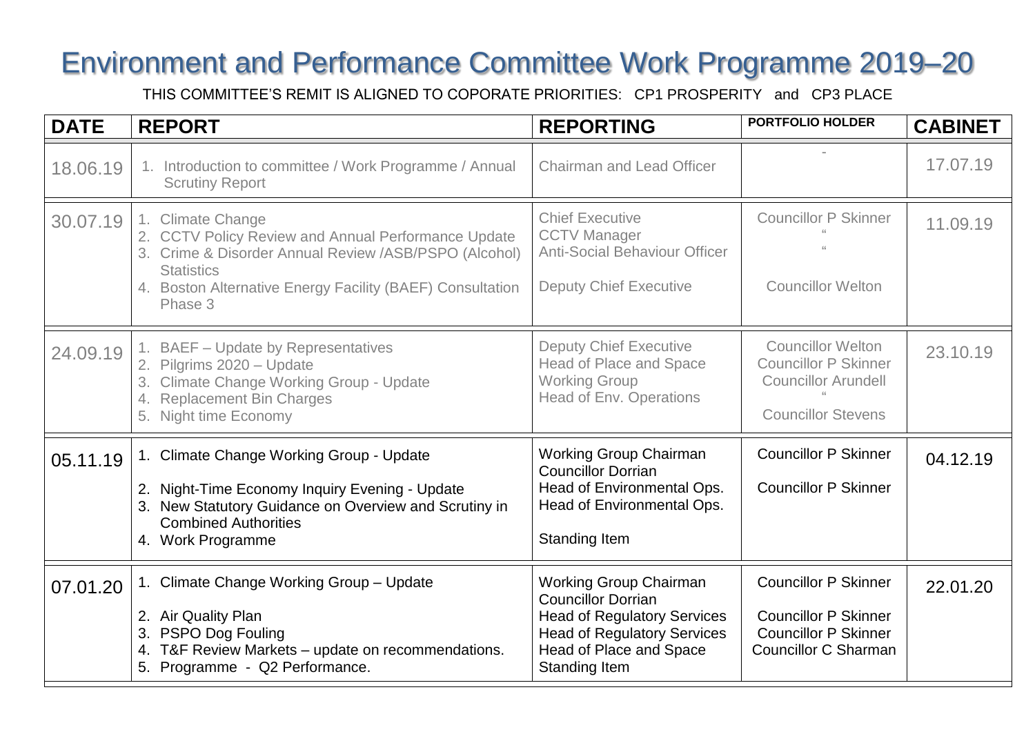# Environment and Performance Committee Work Programme 2019–20

THIS COMMITTEE'S REMIT IS ALIGNED TO COPORATE PRIORITIES: CP1 PROSPERITY and CP3 PLACE

| DATE | REPORT | REPORTING | PORTFOLIO HOLDER | CABINET |
|---|---|---|---|---|
| 18.06.19 | 1. Introduction to committee / Work Programme / Annual Scrutiny Report | Chairman and Lead Officer | - | 17.07.19 |
| 30.07.19 | 1. Climate Change<br>2. CCTV Policy Review and Annual Performance Update<br>3. Crime & Disorder Annual Review /ASB/PSPO (Alcohol) Statistics<br>4. Boston Alternative Energy Facility (BAEF) Consultation Phase 3 | Chief Executive<br>CCTV Manager<br>Anti-Social Behaviour Officer<br><br>Deputy Chief Executive | Councillor P Skinner<br>"<br>"<br><br>Councillor Welton | 11.09.19 |
| 24.09.19 | 1. BAEF – Update by Representatives<br>2. Pilgrims 2020 – Update<br>3. Climate Change Working Group - Update<br>4. Replacement Bin Charges<br>5. Night time Economy | Deputy Chief Executive<br>Head of Place and Space<br>Working Group<br>Head of Env. Operations | Councillor Welton<br>Councillor P Skinner<br>Councillor Arundell<br>"<br>Councillor Stevens | 23.10.19 |
| 05.11.19 | 1. Climate Change Working Group - Update<br><br>2. Night-Time Economy Inquiry Evening - Update<br>3. New Statutory Guidance on Overview and Scrutiny in Combined Authorities<br>4. Work Programme | Working Group Chairman Councillor Dorrian<br>Head of Environmental Ops.<br>Head of Environmental Ops.<br><br>Standing Item | Councillor P Skinner<br><br>Councillor P Skinner | 04.12.19 |
| 07.01.20 | 1. Climate Change Working Group – Update<br><br>2. Air Quality Plan<br>3. PSPO Dog Fouling<br>4. T&F Review Markets – update on recommendations.<br>5. Programme - Q2 Performance. | Working Group Chairman Councillor Dorrian<br>Head of Regulatory Services<br>Head of Regulatory Services<br>Head of Place and Space<br>Standing Item | Councillor P Skinner<br><br>Councillor P Skinner<br>Councillor P Skinner<br>Councillor C Sharman | 22.01.20 |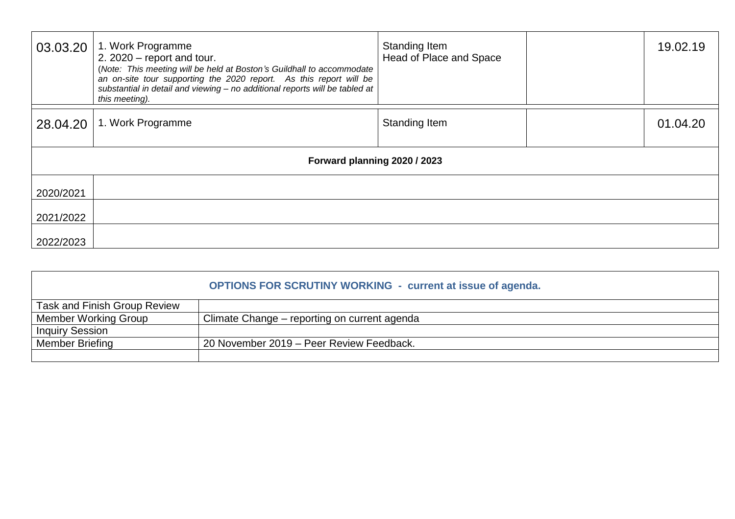| | | | | |
|---|---|---|---|---|
| 03.03.20 | 1. Work Programme<br>2. 2020 – report and tour.<br>*(Note: This meeting will be held at Boston's Guildhall to accommodate an on-site tour supporting the 2020 report. As this report will be substantial in detail and viewing – no additional reports will be tabled at this meeting).* | Standing Item<br>Head of Place and Space | | 19.02.19 |
| 28.04.20 | 1. Work Programme | Standing Item | | 01.04.20 |
| **Forward planning 2020 / 2023** | | | | |
| 2020/2021 | | | | |
| 2021/2022 | | | | |
| 2022/2023 | | | | |

| **OPTIONS FOR SCRUTINY WORKING - current at issue of agenda.** | |
|---|---|
| Task and Finish Group Review | |
| Member Working Group | Climate Change – reporting on current agenda |
| Inquiry Session | |
| Member Briefing | 20 November 2019 – Peer Review Feedback. |
| | |